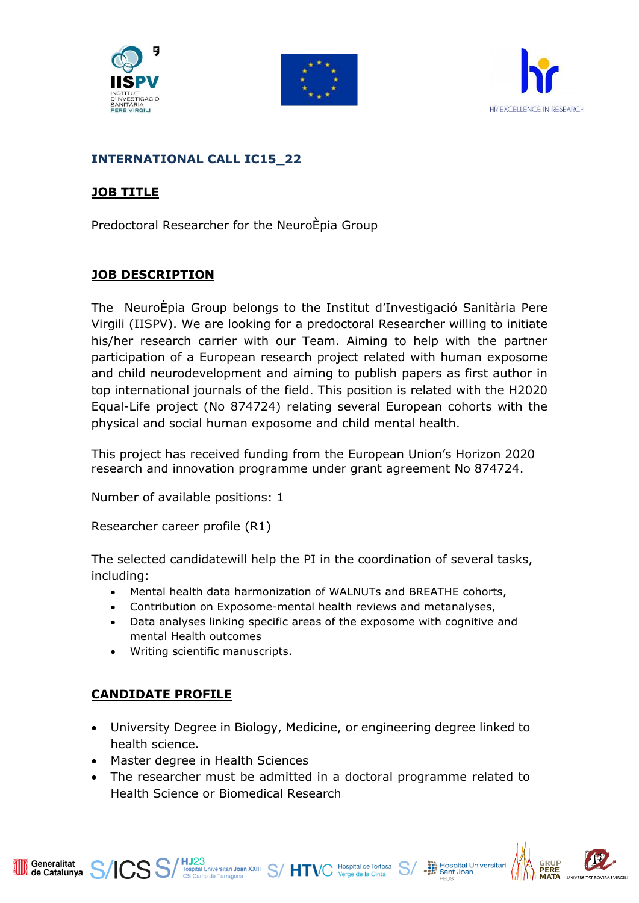**INTERNATIONAL CALL IC15_22**

## JOB TITLE

Predoctoral Researcher for the NeuroÈpia Group

## JOB DESCRIPTION

The NeuroÈpia Group belongs to the Institut d'Investigació Sanitària Pere Virgili (IISPV). We are looking for a predoctoral Researcher willing to initiate his/her research carrier with our Team. Aiming to help with the partner participation of a European research project related with human exposome and child neurodevelopment and aiming to publish papers as first author in top international journals of the field. This position is related with the H2020 Equal-Life project (No 874724) relating several European cohorts with the physical and social human exposome and child mental health.

This project has received funding from the European Union's Horizon 2020 research and innovation programme under grant agreement No 874724.

Number of available positions: 1

Researcher career profile (R1)

The selected candidatewill help the PI in the coordination of several tasks, including:

- Mental health data harmonization of WALNUTs and BREATHE cohorts,
- Contribution on Exposome-mental health reviews and metanalyses,
- Data analyses linking specific areas of the exposome with cognitive and mental Health outcomes
- Writing scientific manuscripts.

## CANDIDATE PROFILE

- University Degree in Biology, Medicine, or engineering degree linked to health science.
- Master degree in Health Sciences
- The researcher must be admitted in a doctoral programme related to Health Science or Biomedical Research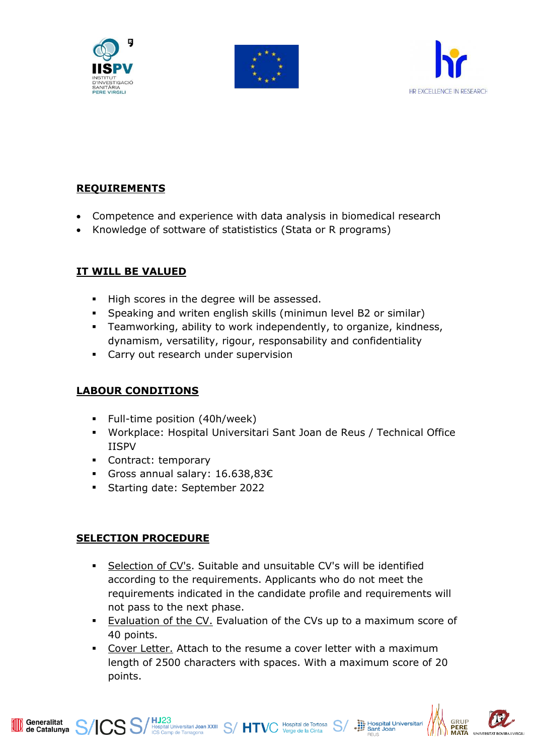## REQUIREMENTS

- Competence and experience with data analysis in biomedical research
- Knowledge of sottware of statistics (Stata or R programs)

## IT WILL BE VALUED

- High scores in the degree will be assessed.
- Speaking and writen english skills (minimun level B2 or similar)
- Teamworking, ability to work independently, to organize, kindness, dynamism, versatility, rigour, responsability and confidentiality
- Carry out research under supervision

## LABOUR CONDITIONS

- Full-time position (40h/week)
- Workplace: Hospital Universitari Sant Joan de Reus / Technical Office IISPV
- Contract: temporary
- Gross annual salary: 16.638,83€
- Starting date: September 2022

## SELECTION PROCEDURE

- Selection of CV's. Suitable and unsuitable CV's will be identified according to the requirements. Applicants who do not meet the requirements indicated in the candidate profile and requirements will not pass to the next phase.
- Evaluation of the CV. Evaluation of the CVs up to a maximum score of 40 points.
- Cover Letter. Attach to the resume a cover letter with a maximum length of 2500 characters with spaces. With a maximum score of 20 points.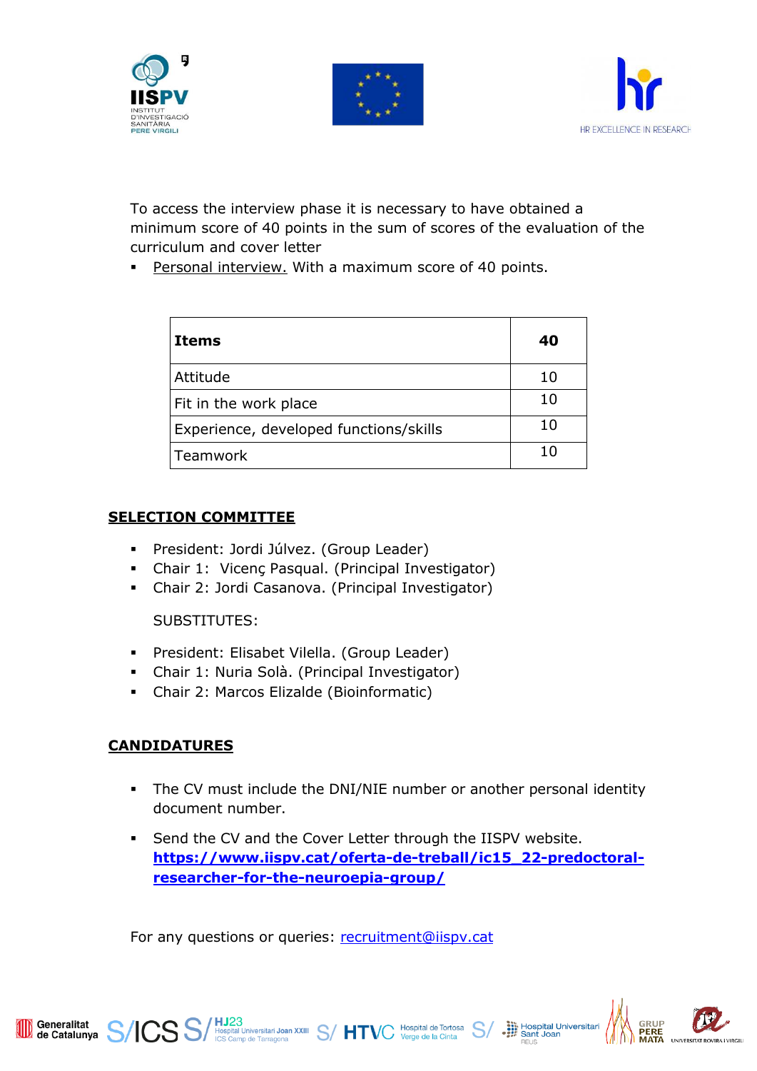To access the interview phase it is necessary to have obtained a minimum score of 40 points in the sum of scores of the evaluation of the curriculum and cover letter

- Personal interview. With a maximum score of 40 points.

| Items | 40 |
|---|---|
| Attitude | 10 |
| Fit in the work place | 10 |
| Experience, developed functions/skills | 10 |
| Teamwork | 10 |

## SELECTION COMMITTEE

- President: Jordi Júlvez. (Group Leader)
- Chair 1: Vicenç Pasqual. (Principal Investigator)
- Chair 2: Jordi Casanova. (Principal Investigator)

SUBSTITUTES:

- President: Elisabet Vilella. (Group Leader)
- Chair 1: Nuria Solà. (Principal Investigator)
- Chair 2: Marcos Elizalde (Bioinformatic)

## CANDIDATURES

- The CV must include the DNI/NIE number or another personal identity document number.
- Send the CV and the Cover Letter through the IISPV website. **https://www.iispv.cat/oferta-de-treball/ic15_22-predoctoral-researcher-for-the-neuroepia-group/**

For any questions or queries: recruitment@iispv.cat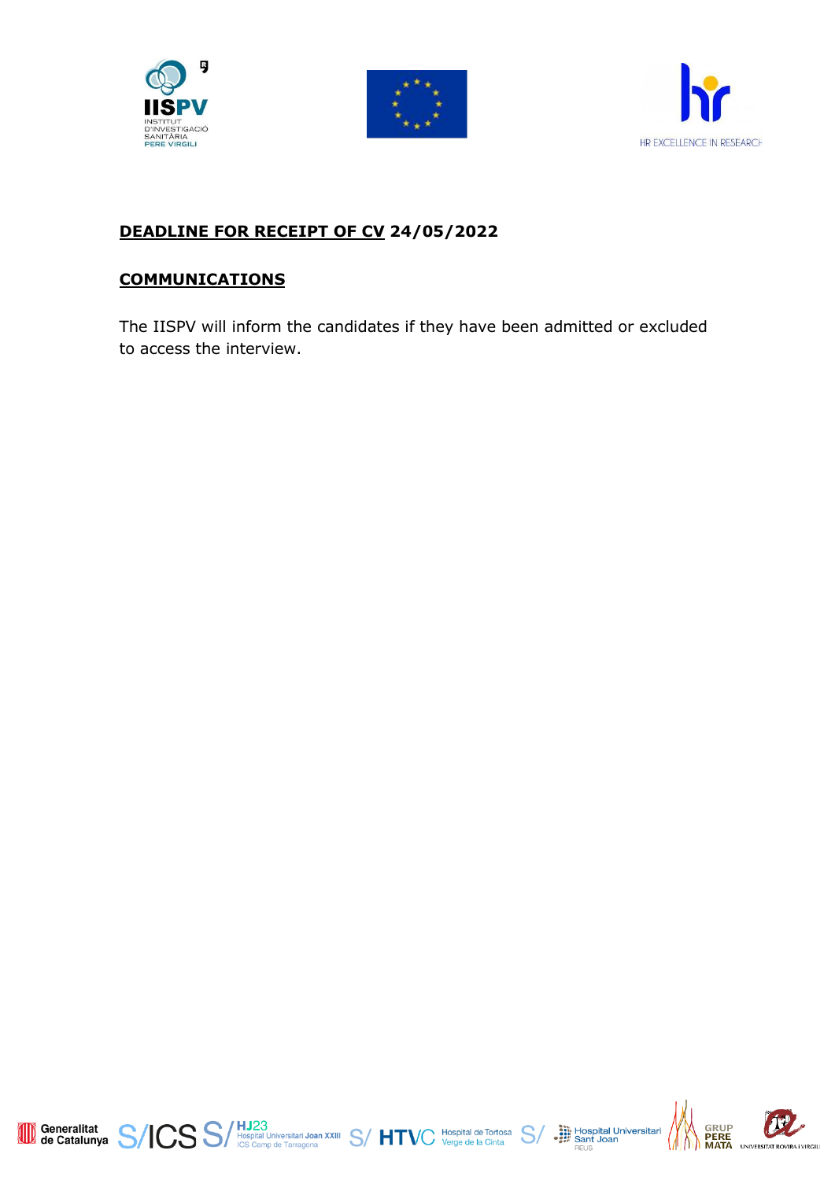**<u>DEADLINE FOR RECEIPT OF CV</u> 24/05/2022**

**<u>COMMUNICATIONS</u>**

The IISPV will inform the candidates if they have been admitted or excluded to access the interview.